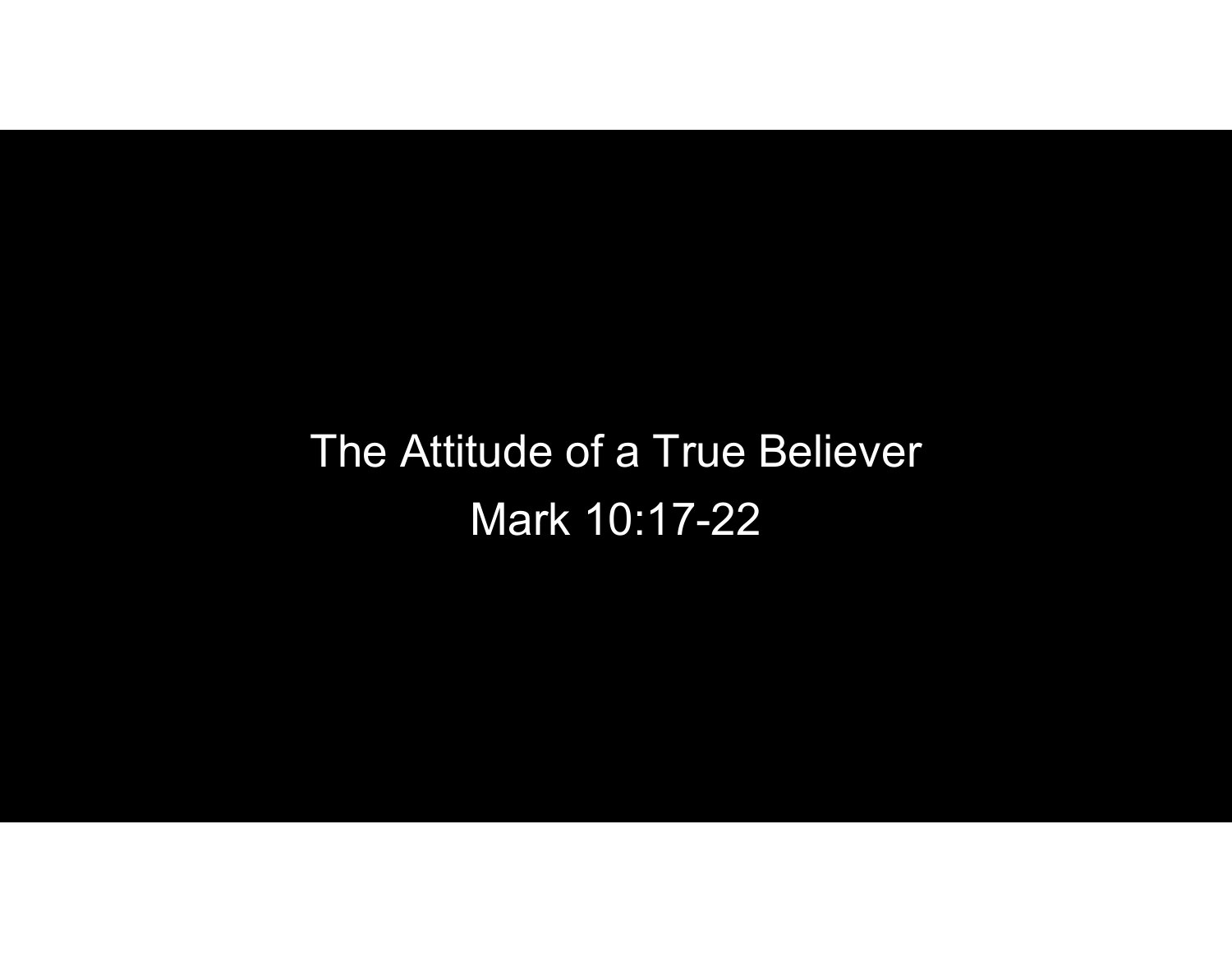# The Attitude of a True Believer

Mark 10:17-22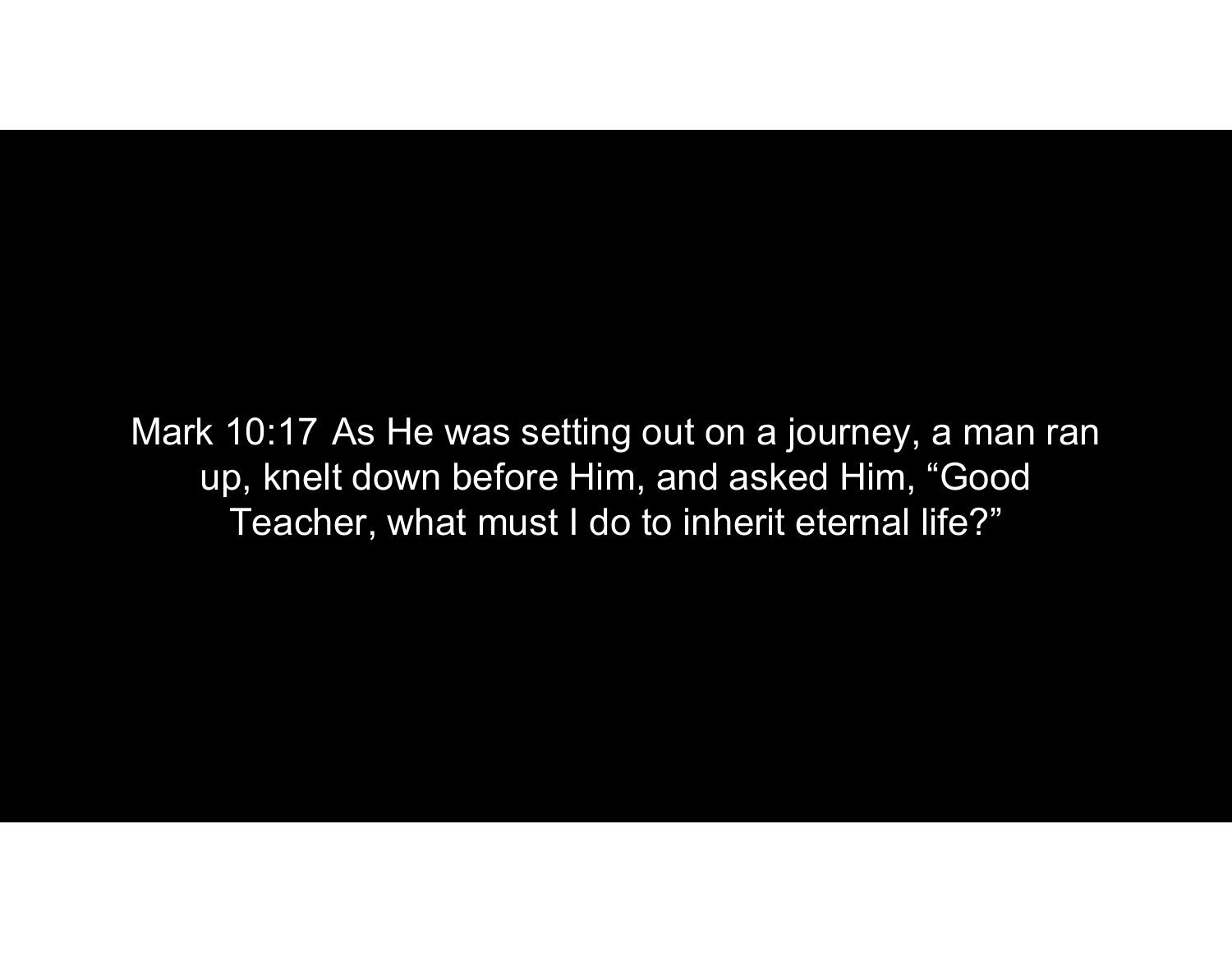Mark 10:17 As He was setting out on a journey, a man ran up, knelt down before Him, and asked Him, “Good Teacher, what must I do to inherit eternal life?”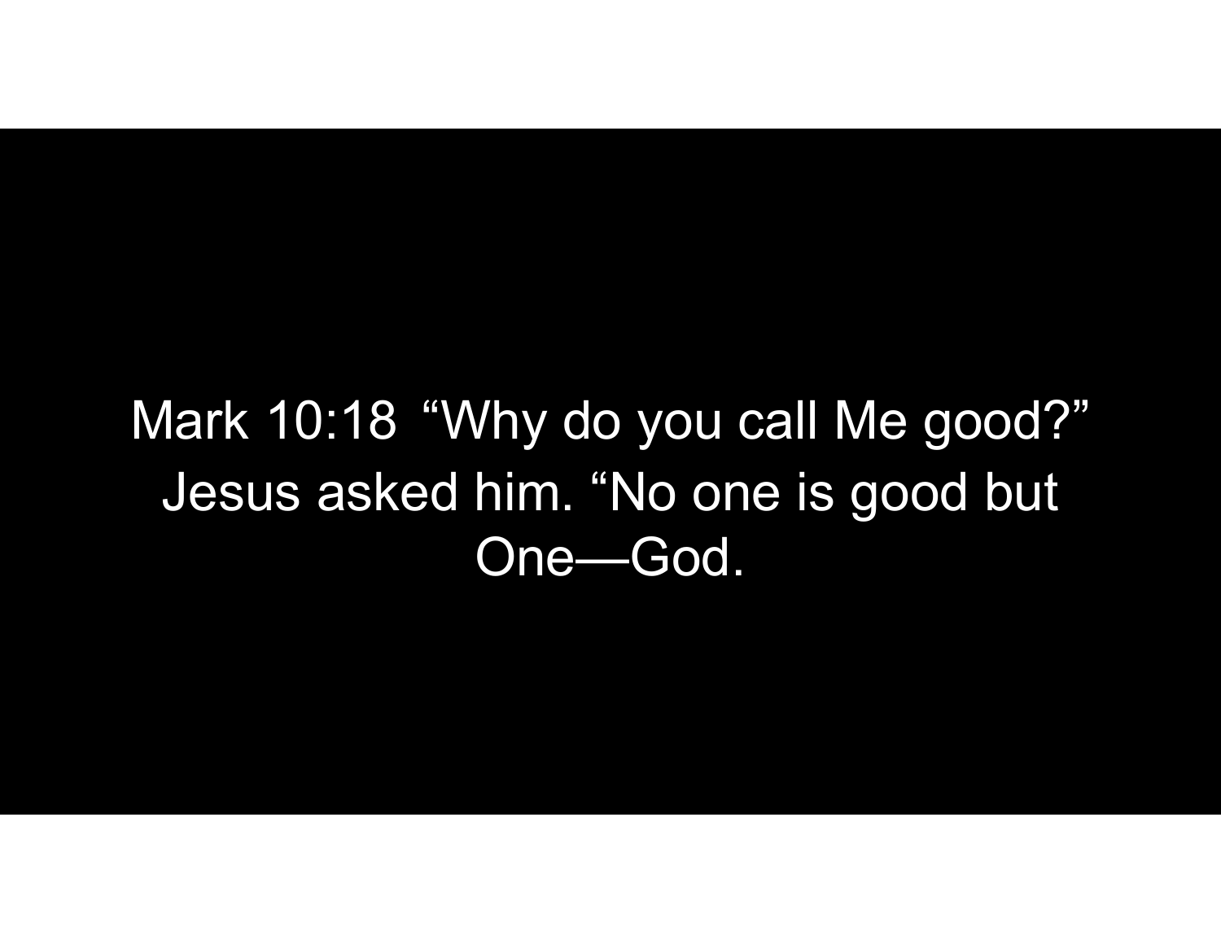Mark 10:18 “Why do you call Me good?” Jesus asked him. “No one is good but One—God.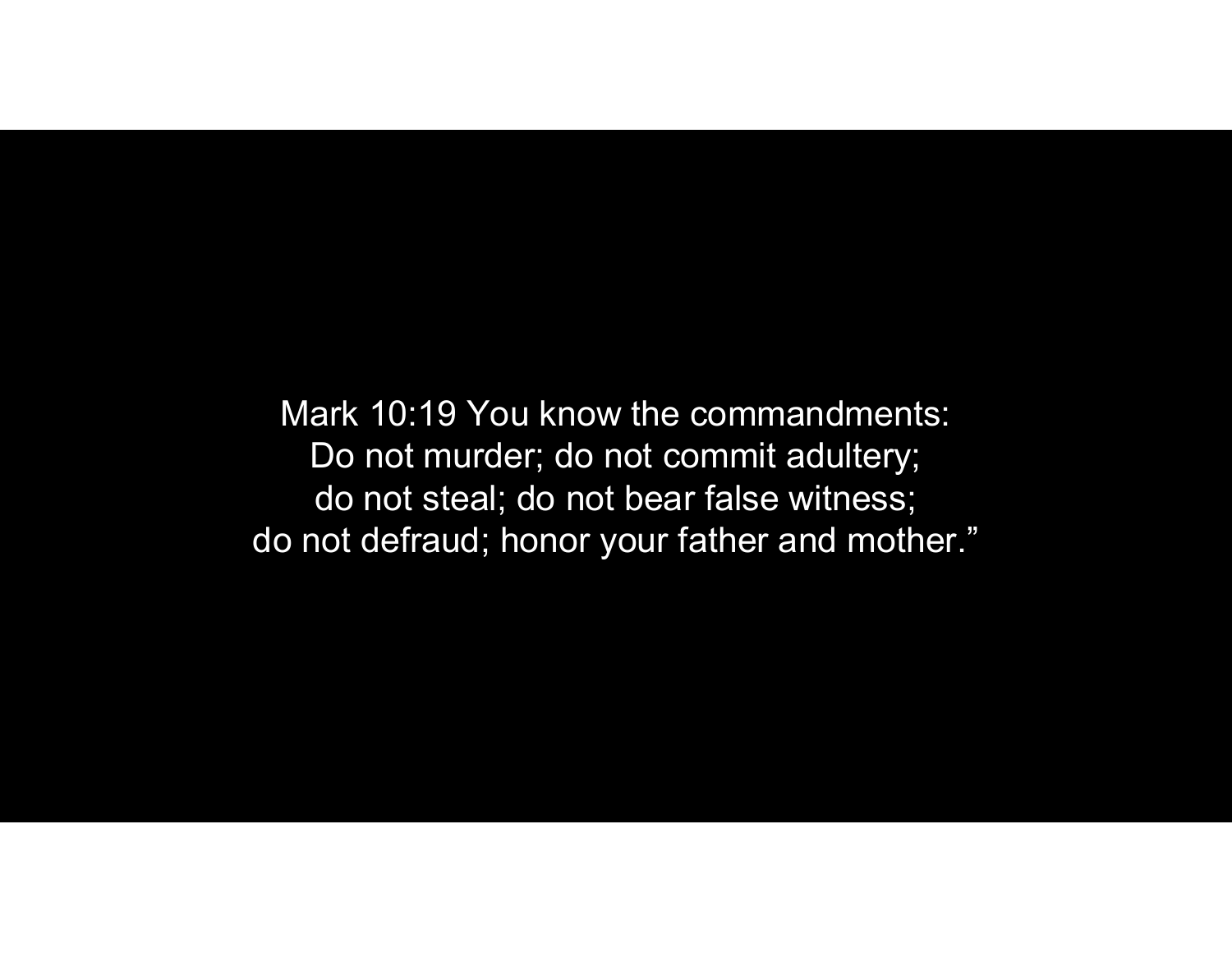Mark 10:19 You know the commandments:
Do not murder; do not commit adultery;
do not steal; do not bear false witness;
do not defraud; honor your father and mother.”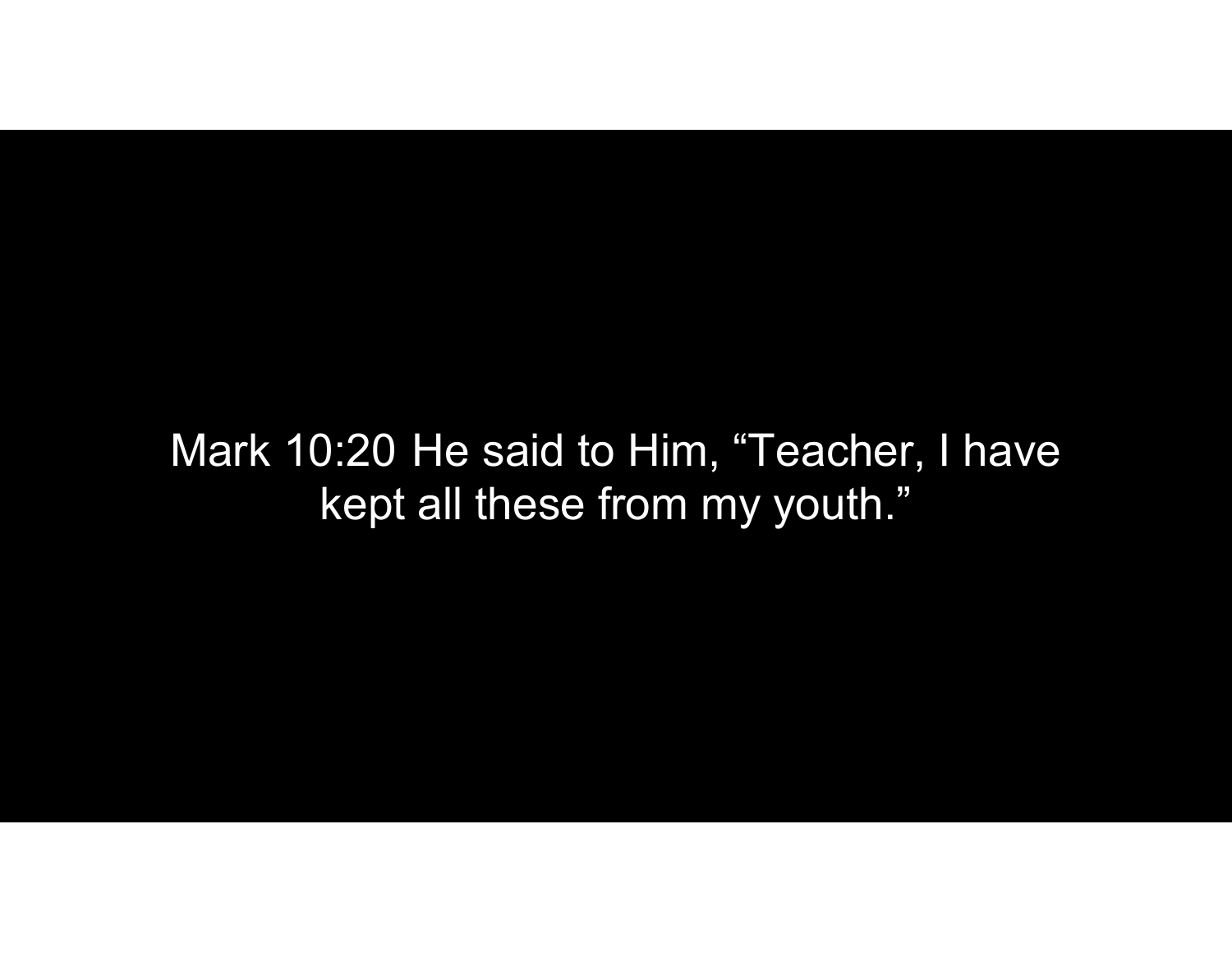Mark 10:20 He said to Him, “Teacher, I have kept all these from my youth.”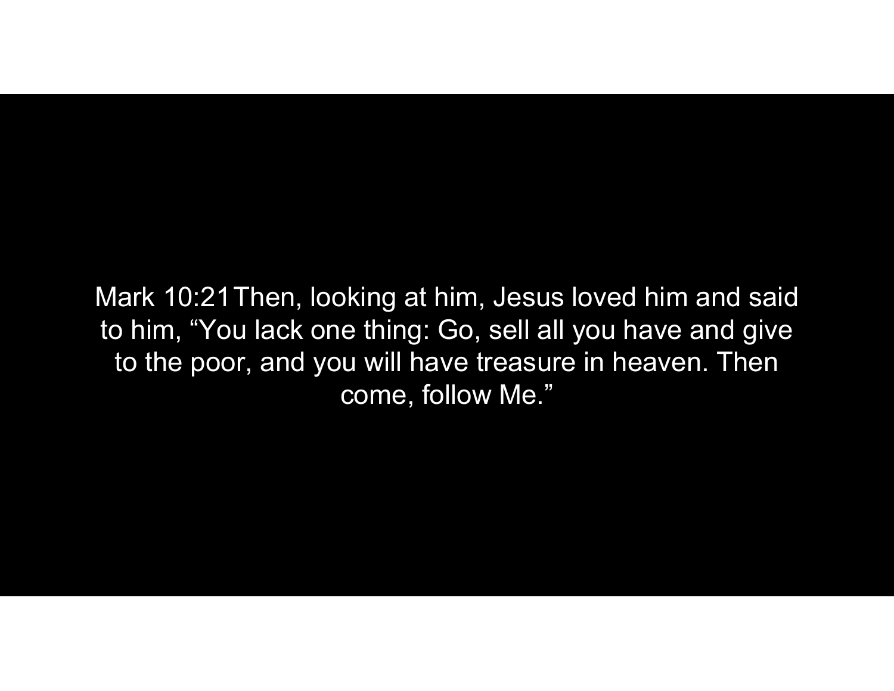Mark 10:21 Then, looking at him, Jesus loved him and said to him, “You lack one thing: Go, sell all you have and give to the poor, and you will have treasure in heaven. Then come, follow Me.”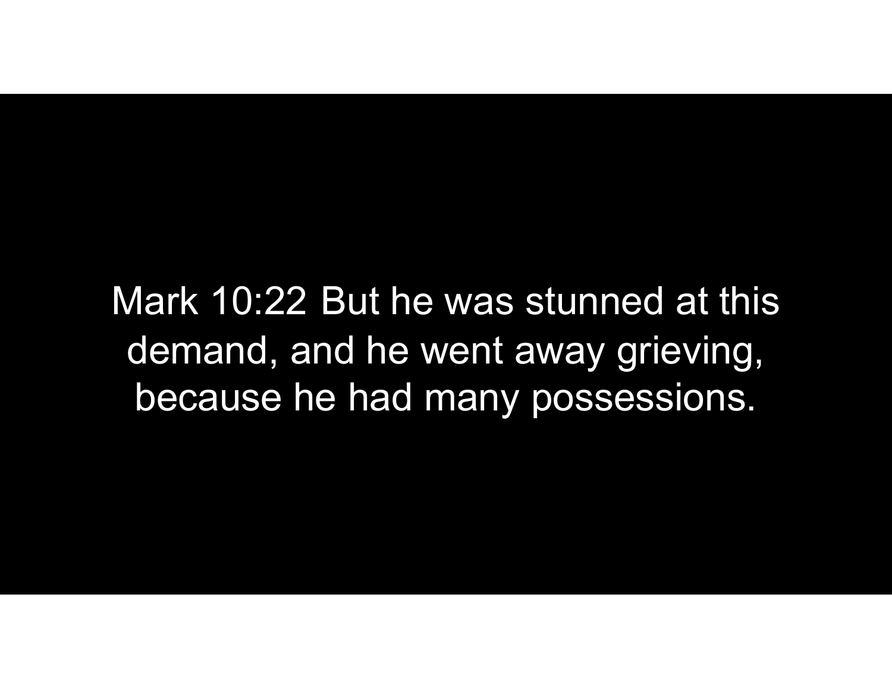Mark 10:22 But he was stunned at this demand, and he went away grieving, because he had many possessions.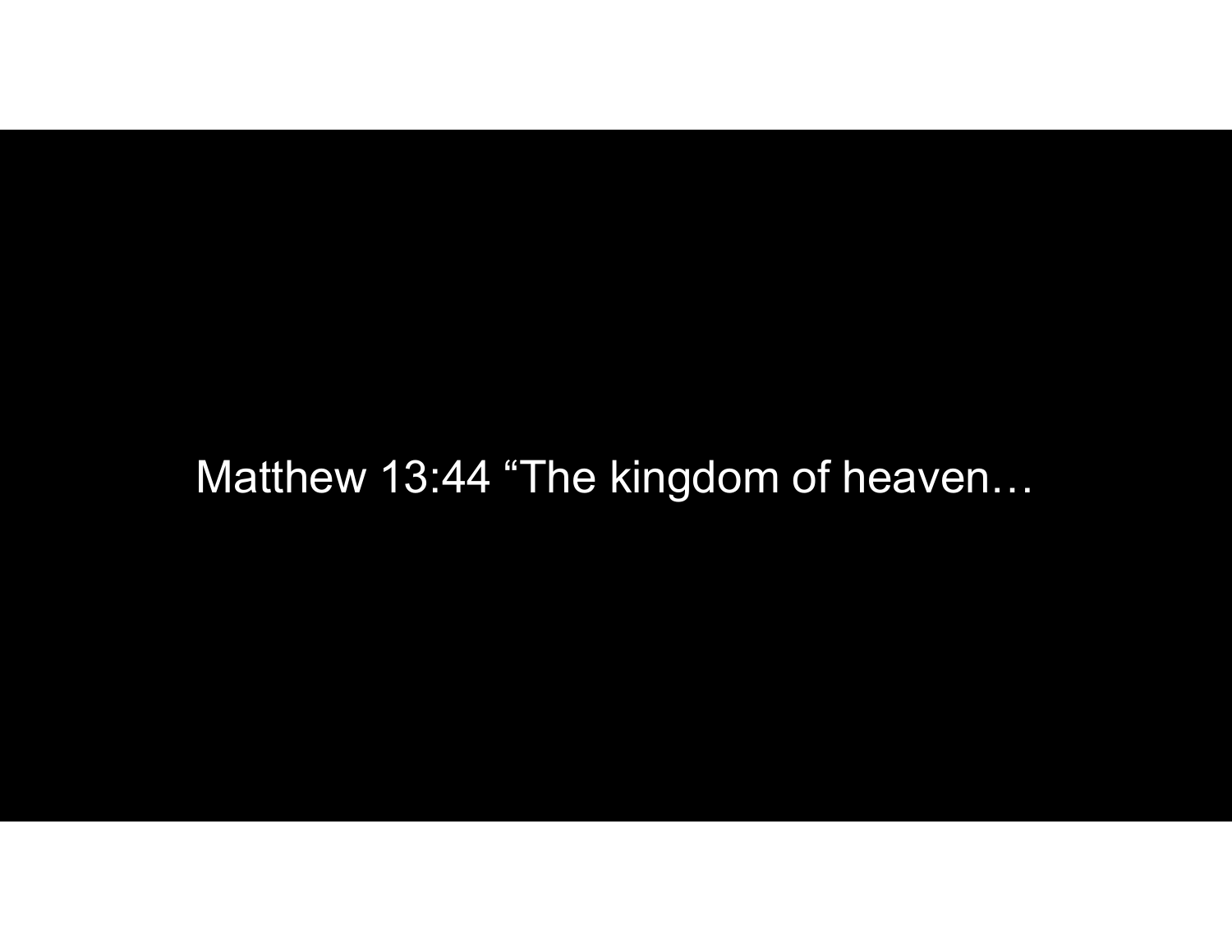Matthew 13:44 “The kingdom of heaven…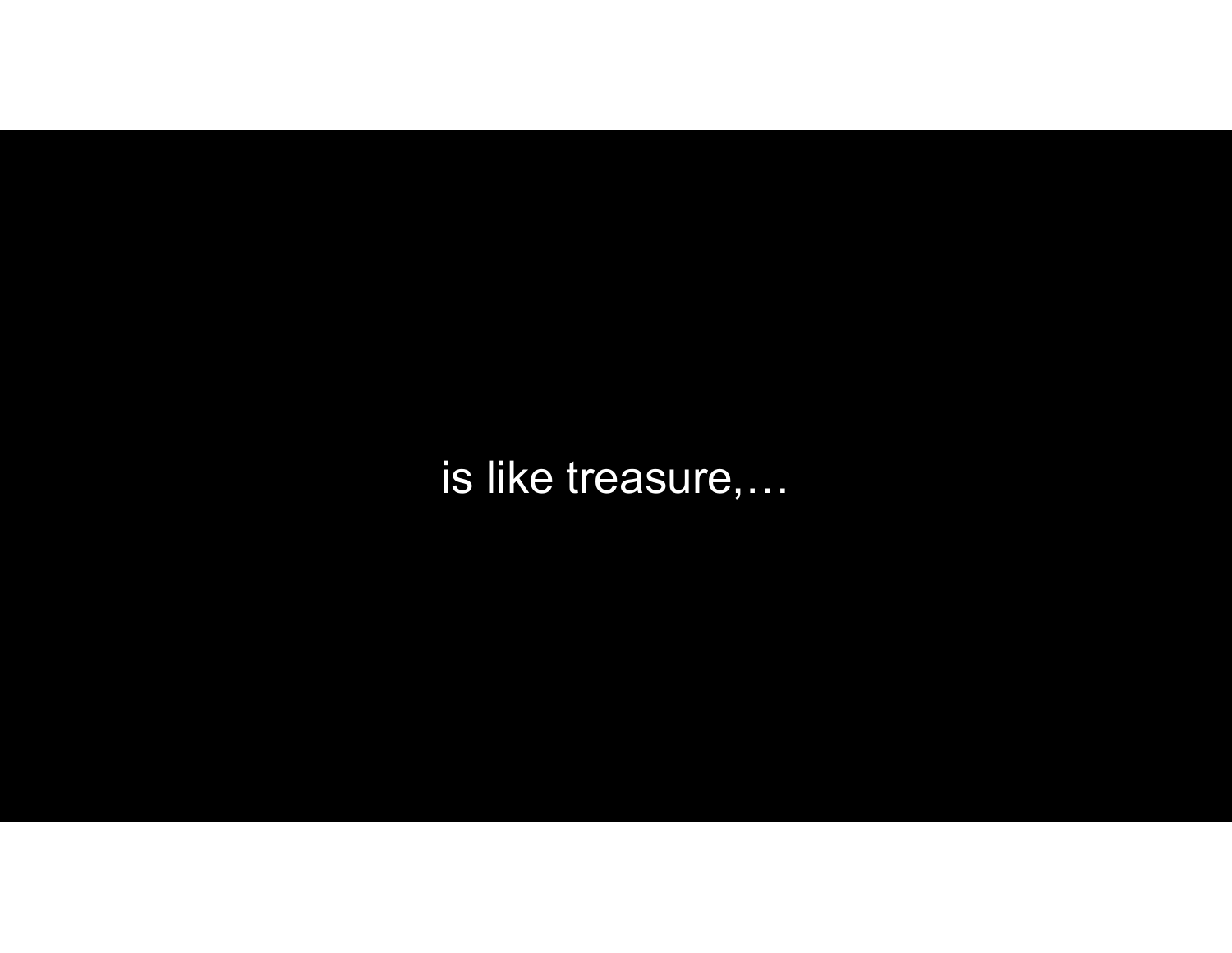is like treasure,…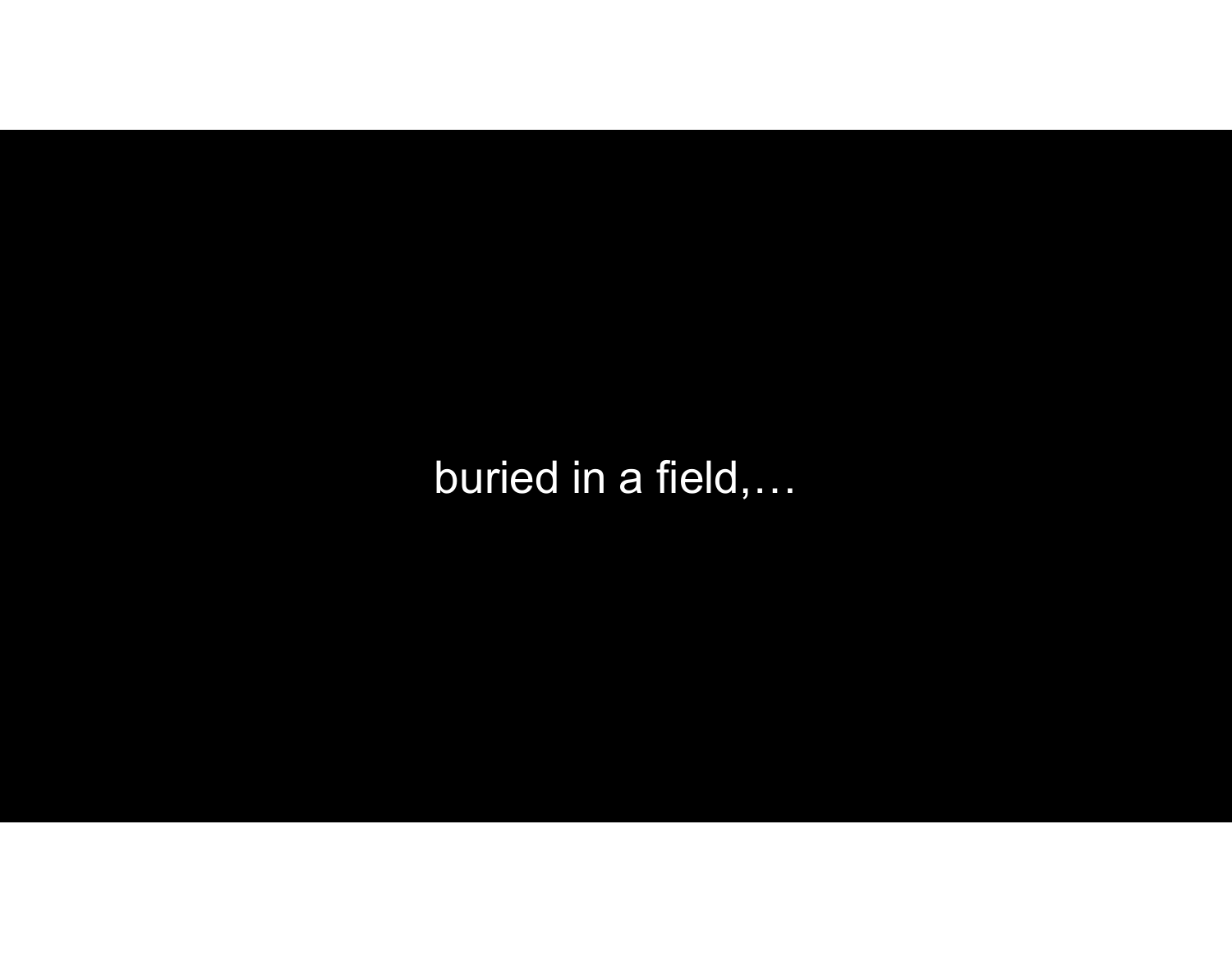buried in a field,…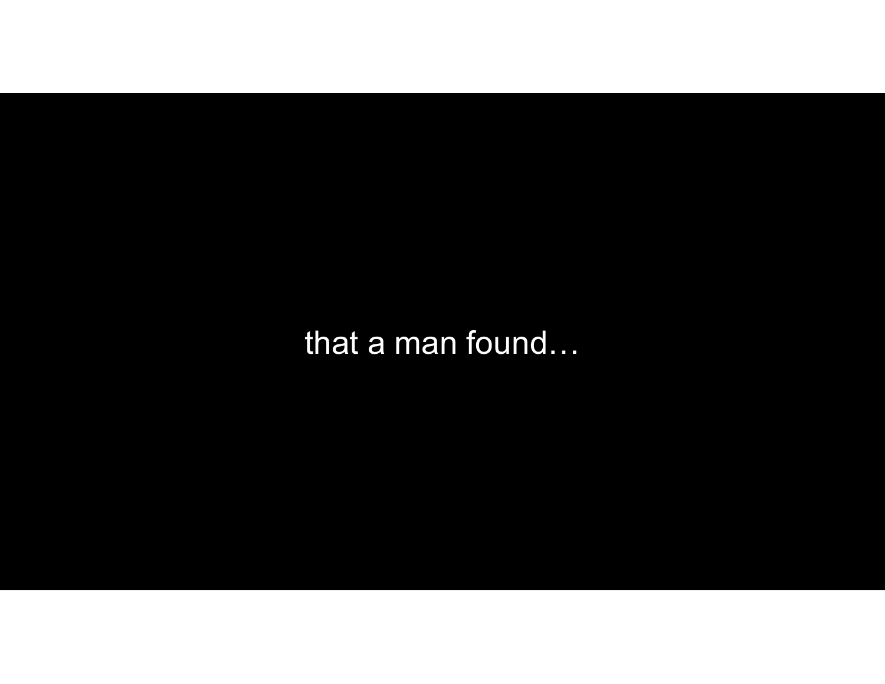that a man found…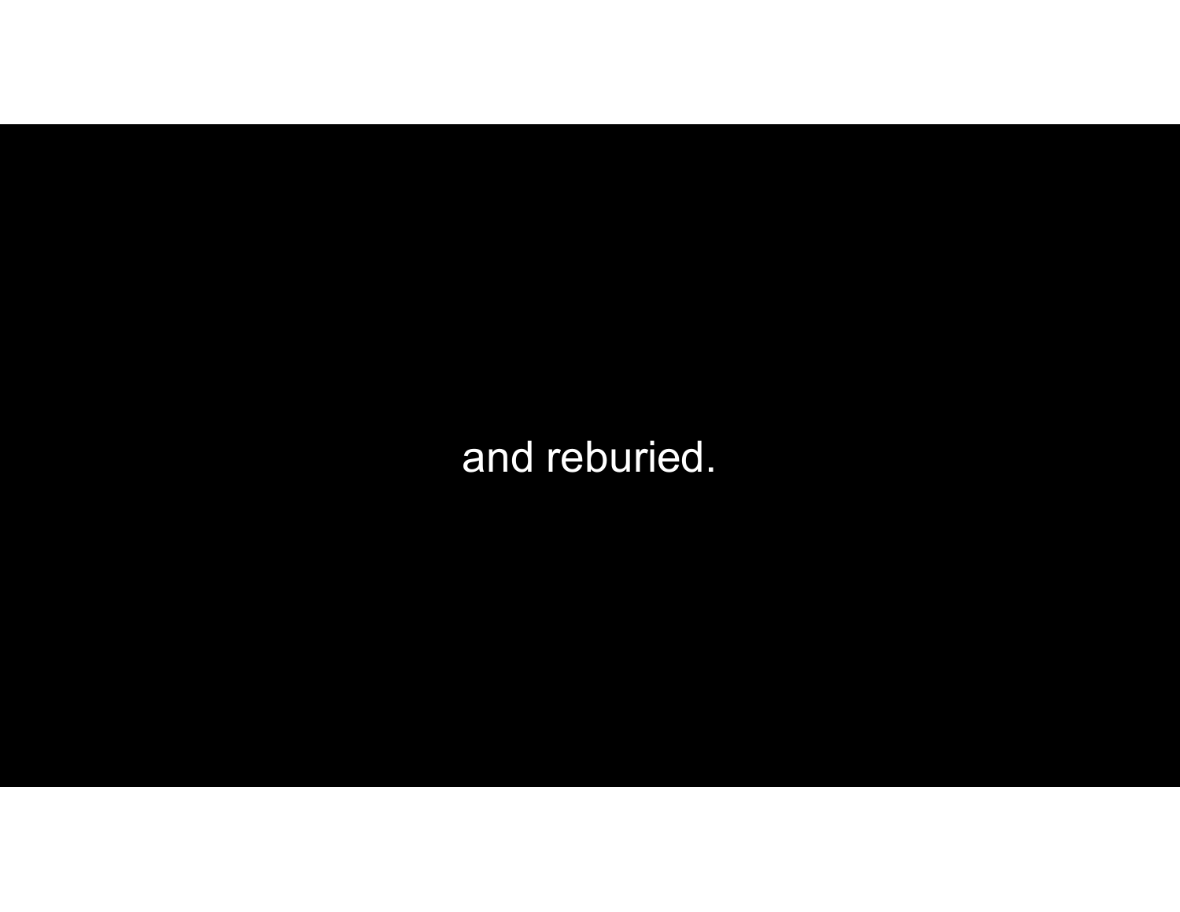and reburied.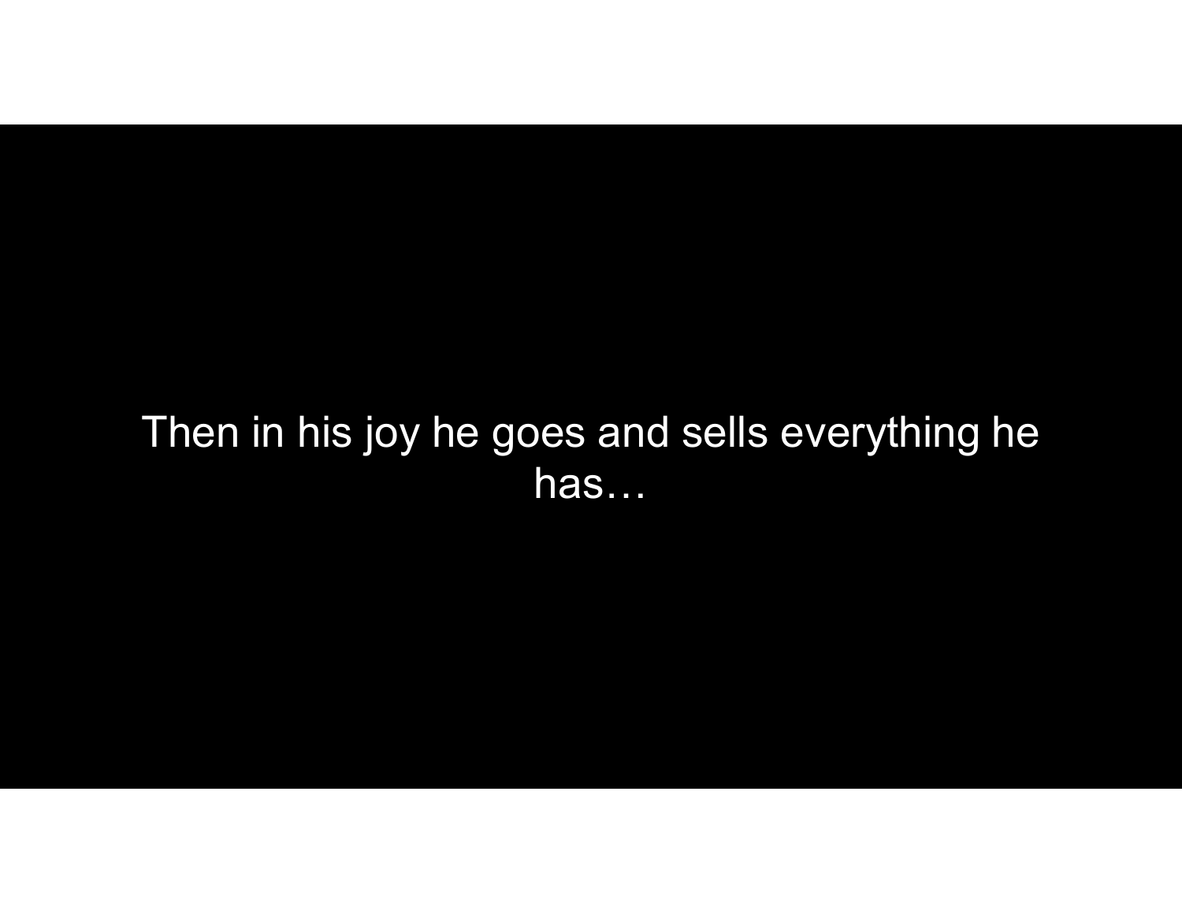Then in his joy he goes and sells everything he has…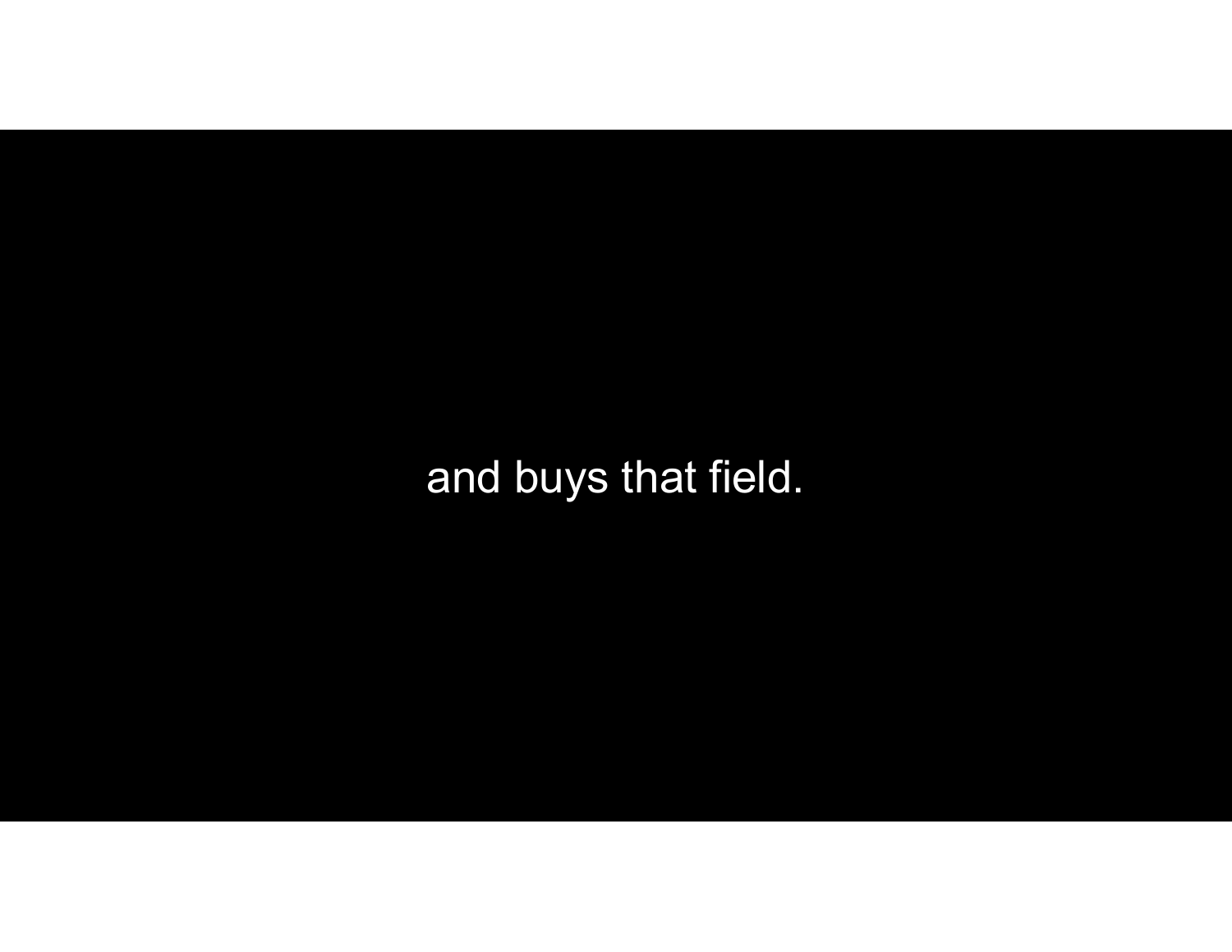and buys that field.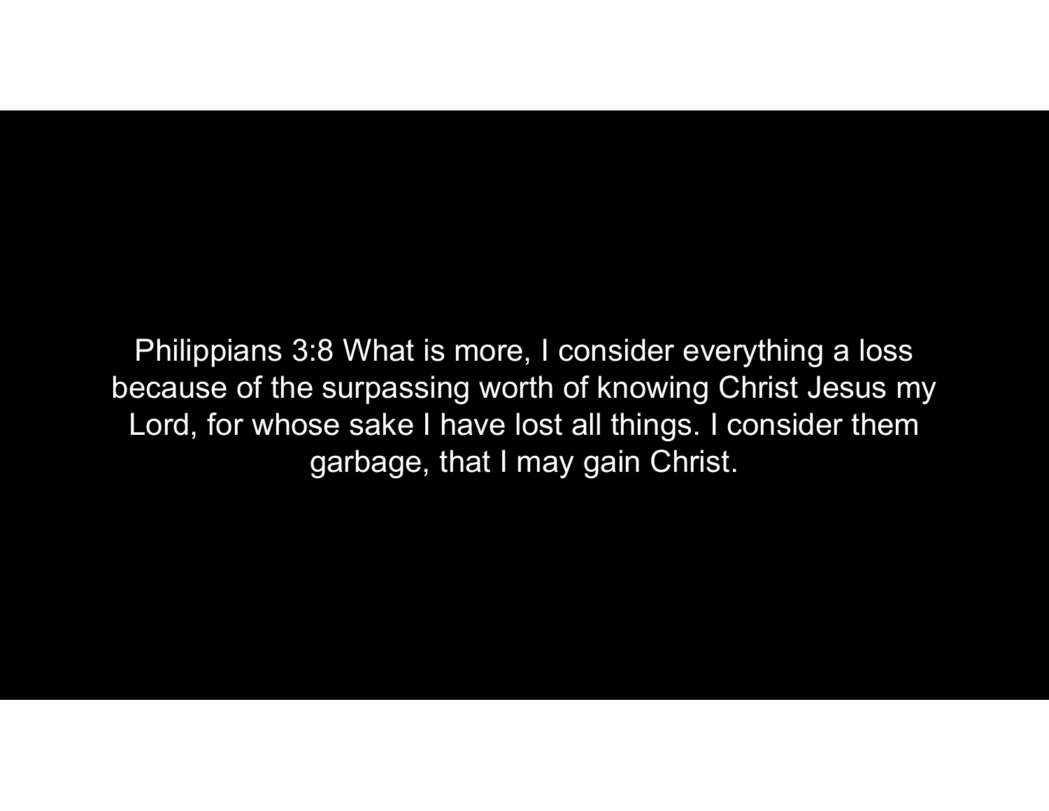Philippians 3:8 What is more, I consider everything a loss because of the surpassing worth of knowing Christ Jesus my Lord, for whose sake I have lost all things. I consider them garbage, that I may gain Christ.